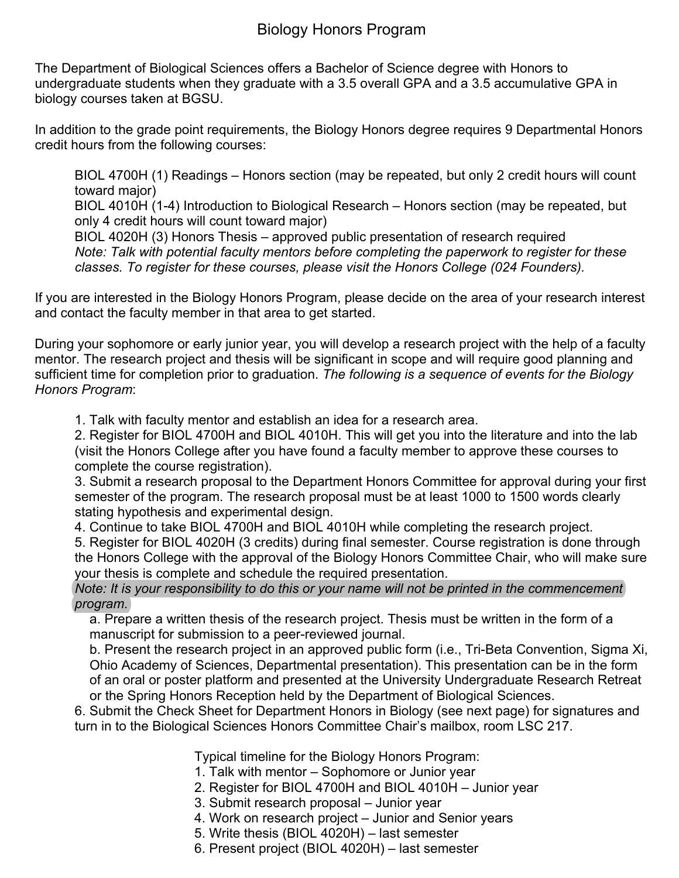# Biology Honors Program

The Department of Biological Sciences offers a Bachelor of Science degree with Honors to undergraduate students when they graduate with a 3.5 overall GPA and a 3.5 accumulative GPA in biology courses taken at BGSU.

In addition to the grade point requirements, the Biology Honors degree requires 9 Departmental Honors credit hours from the following courses:

> BIOL 4700H (1) Readings – Honors section (may be repeated, but only 2 credit hours will count toward major)
> BIOL 4010H (1-4) Introduction to Biological Research – Honors section (may be repeated, but only 4 credit hours will count toward major)
> BIOL 4020H (3) Honors Thesis – approved public presentation of research required
> *Note: Talk with potential faculty mentors before completing the paperwork to register for these classes. To register for these courses, please visit the Honors College (024 Founders).*

If you are interested in the Biology Honors Program, please decide on the area of your research interest and contact the faculty member in that area to get started.

During your sophomore or early junior year, you will develop a research project with the help of a faculty mentor. The research project and thesis will be significant in scope and will require good planning and sufficient time for completion prior to graduation. *The following is a sequence of events for the Biology Honors Program*:

1. Talk with faculty mentor and establish an idea for a research area.
2. Register for BIOL 4700H and BIOL 4010H. This will get you into the literature and into the lab (visit the Honors College after you have found a faculty member to approve these courses to complete the course registration).
3. Submit a research proposal to the Department Honors Committee for approval during your first semester of the program. The research proposal must be at least 1000 to 1500 words clearly stating hypothesis and experimental design.
4. Continue to take BIOL 4700H and BIOL 4010H while completing the research project.
5. Register for BIOL 4020H (3 credits) during final semester. Course registration is done through the Honors College with the approval of the Biology Honors Committee Chair, who will make sure your thesis is complete and schedule the required presentation.
   *Note: It is your responsibility to do this or your name will not be printed in the commencement program.*
   a. Prepare a written thesis of the research project. Thesis must be written in the form of a manuscript for submission to a peer-reviewed journal.
   b. Present the research project in an approved public form (i.e., Tri-Beta Convention, Sigma Xi, Ohio Academy of Sciences, Departmental presentation). This presentation can be in the form of an oral or poster platform and presented at the University Undergraduate Research Retreat or the Spring Honors Reception held by the Department of Biological Sciences.
6. Submit the Check Sheet for Department Honors in Biology (see next page) for signatures and turn in to the Biological Sciences Honors Committee Chair's mailbox, room LSC 217.

Typical timeline for the Biology Honors Program:

1. Talk with mentor – Sophomore or Junior year
2. Register for BIOL 4700H and BIOL 4010H – Junior year
3. Submit research proposal – Junior year
4. Work on research project – Junior and Senior years
5. Write thesis (BIOL 4020H) – last semester
6. Present project (BIOL 4020H) – last semester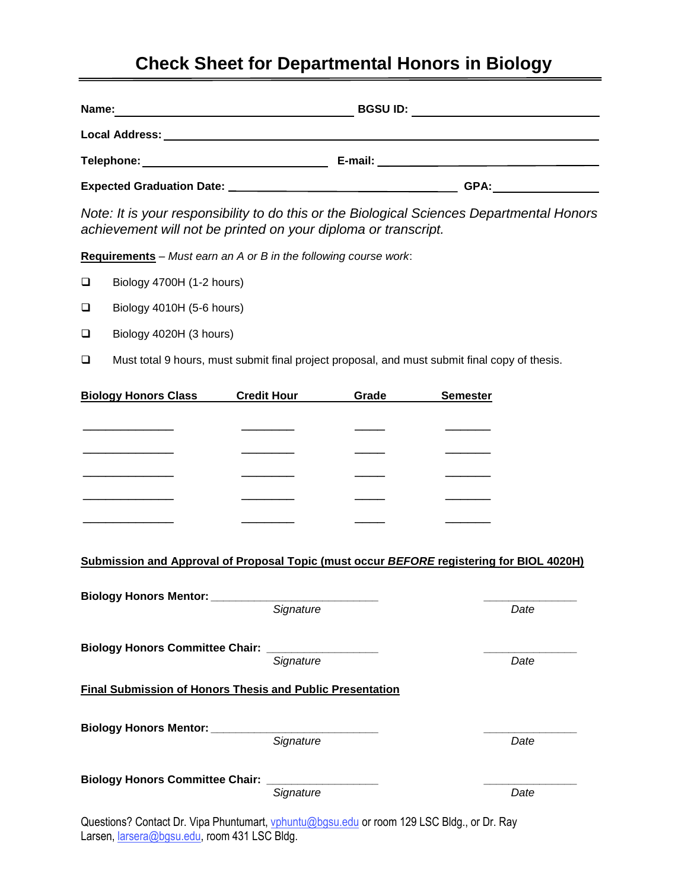# Check Sheet for Departmental Honors in Biology

**Name:** ______________________________ **BGSU ID:** ________________________

**Local Address:** ______________________________________________________

**Telephone:** ________________________ **E-mail:** ____________________________

**Expected Graduation Date:** ______________________________ **GPA:** ____________

*Note: It is your responsibility to do this or the Biological Sciences Departmental Honors achievement will not be printed on your diploma or transcript.*

**Requirements** – *Must earn an A or B in the following course work*:

- ❑ Biology 4700H (1-2 hours)
- ❑ Biology 4010H (5-6 hours)
- ❑ Biology 4020H (3 hours)
- ❑ Must total 9 hours, must submit final project proposal, and must submit final copy of thesis.

| Biology Honors Class | Credit Hour | Grade | Semester |
| --- | --- | --- | --- |
| ______________ | ________ | _____ | _______ |
| ______________ | ________ | _____ | _______ |
| ______________ | ________ | _____ | _______ |
| ______________ | ________ | _____ | _______ |
| ______________ | ________ | _____ | _______ |

**Submission and Approval of Proposal Topic (must occur *BEFORE* registering for BIOL 4020H)**

**Biology Honors Mentor:** ____________________________ ______________
*Signature* *Date*

**Biology Honors Committee Chair:** ____________________ ______________
*Signature* *Date*

**Final Submission of Honors Thesis and Public Presentation**

**Biology Honors Mentor:** ____________________________ ______________
*Signature* *Date*

**Biology Honors Committee Chair:** ____________________ ______________
*Signature* *Date*

Questions? Contact Dr. Vipa Phuntumart, vphuntu@bgsu.edu or room 129 LSC Bldg., or Dr. Ray Larsen, larsera@bgsu.edu, room 431 LSC Bldg.